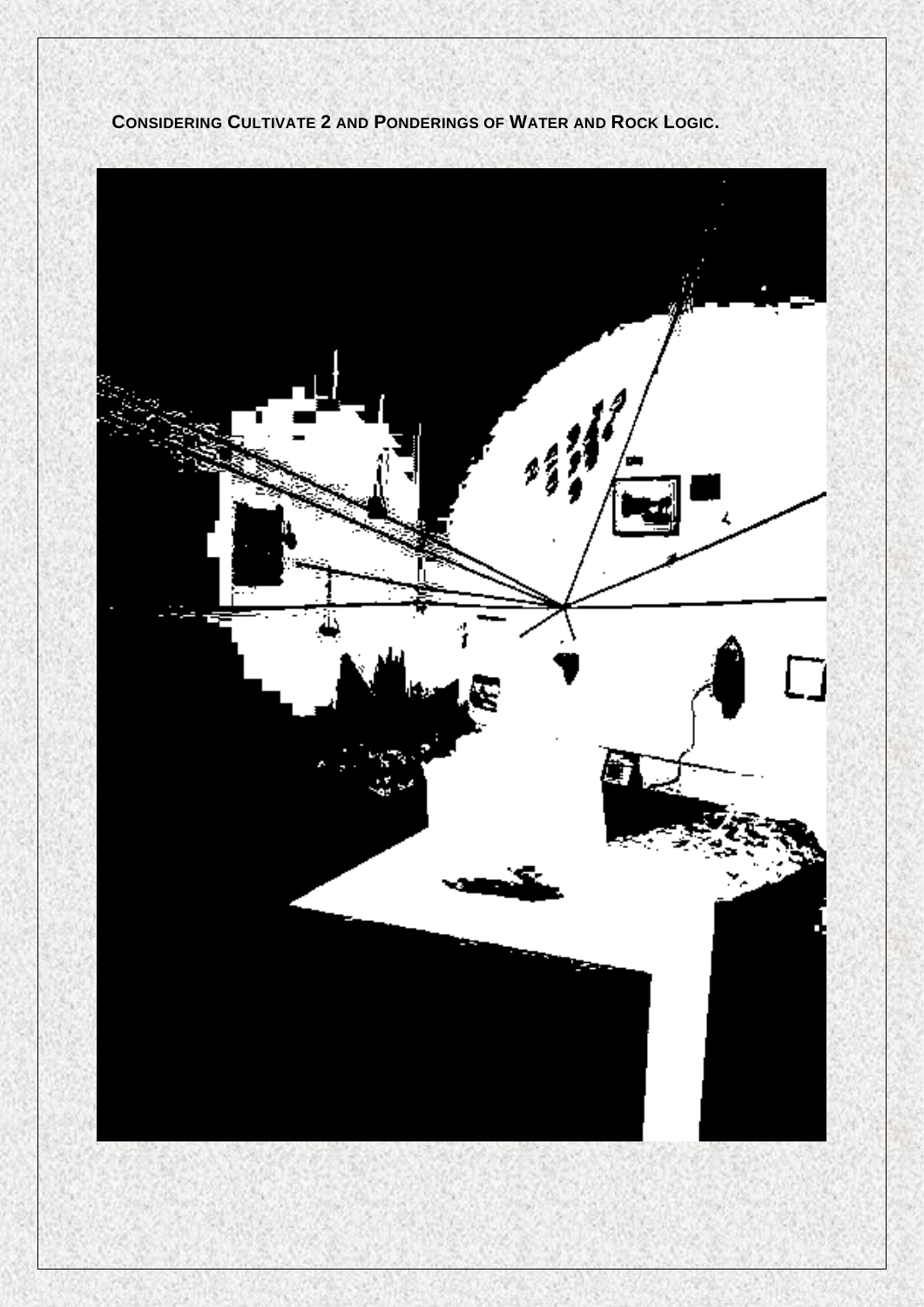**CONSIDERING CULTIVATE 2 AND PONDERINGS OF WATER AND ROCK LOGIC.**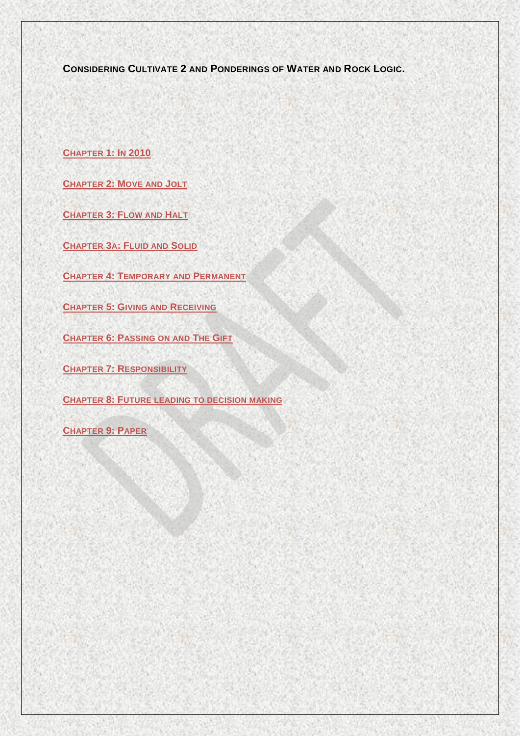**CONSIDERING CULTIVATE 2 AND PONDERINGS OF WATER AND ROCK LOGIC.**

CHAPTER 1: IN 2010

CHAPTER 2: MOVE AND JOLT

CHAPTER 3: FLOW AND HALT

CHAPTER 3A: FLUID AND SOLID

CHAPTER 4: TEMPORARY AND PERMANENT

CHAPTER 5: GIVING AND RECEIVING

CHAPTER 6: PASSING ON AND THE GIFT

CHAPTER 7: RESPONSIBILITY

CHAPTER 8: FUTURE LEADING TO DECISION MAKING

CHAPTER 9: PAPER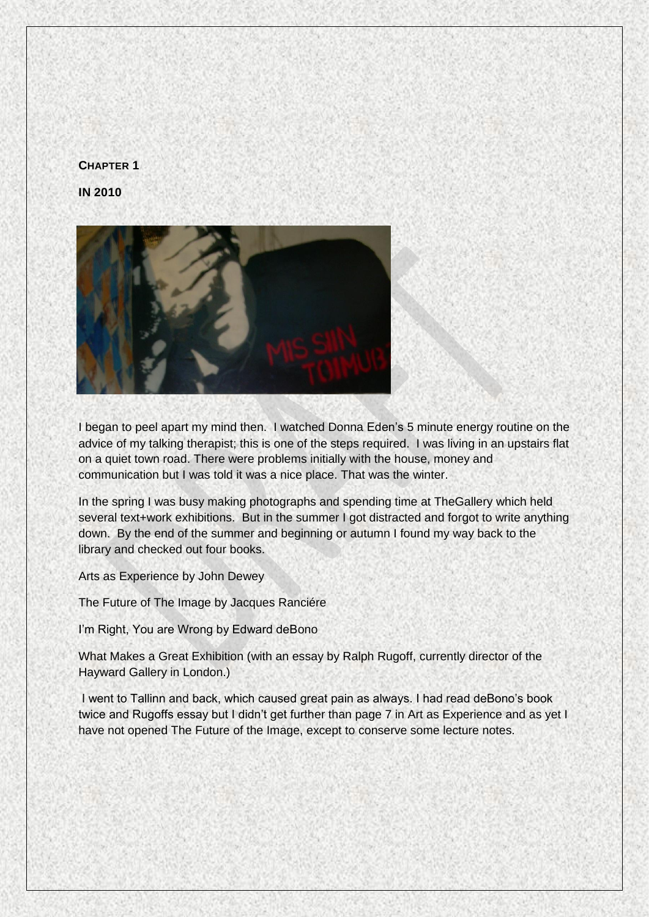**CHAPTER 1**

**IN 2010**

I began to peel apart my mind then. I watched Donna Eden's 5 minute energy routine on the advice of my talking therapist; this is one of the steps required. I was living in an upstairs flat on a quiet town road. There were problems initially with the house, money and communication but I was told it was a nice place. That was the winter.

In the spring I was busy making photographs and spending time at TheGallery which held several text+work exhibitions. But in the summer I got distracted and forgot to write anything down. By the end of the summer and beginning or autumn I found my way back to the library and checked out four books.

Arts as Experience by John Dewey

The Future of The Image by Jacques Ranciére

I'm Right, You are Wrong by Edward deBono

What Makes a Great Exhibition (with an essay by Ralph Rugoff, currently director of the Hayward Gallery in London.)

I went to Tallinn and back, which caused great pain as always. I had read deBono's book twice and Rugoffs essay but I didn't get further than page 7 in Art as Experience and as yet I have not opened The Future of the Image, except to conserve some lecture notes.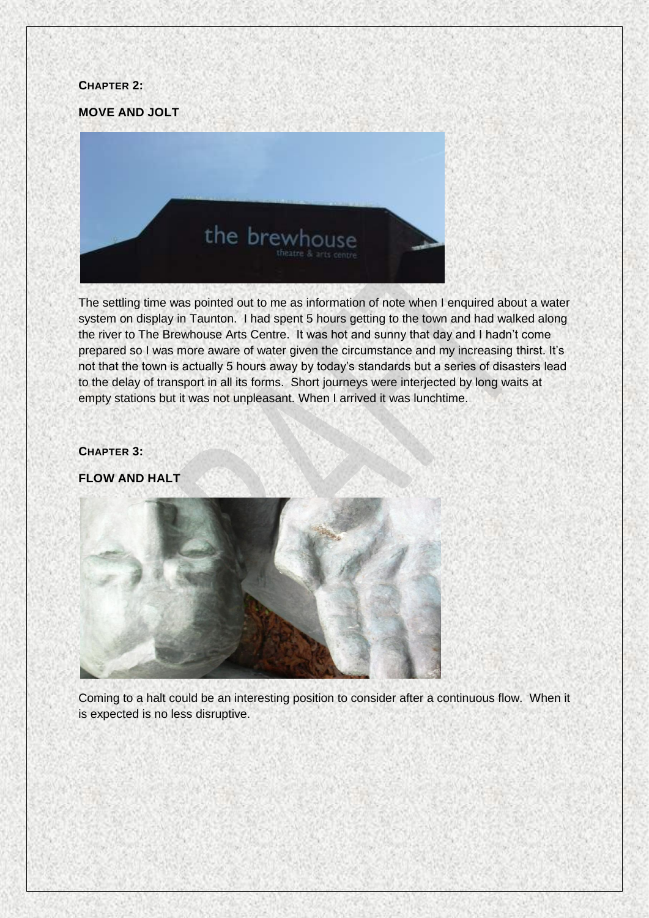**CHAPTER 2:**

**MOVE AND JOLT**

The settling time was pointed out to me as information of note when I enquired about a water system on display in Taunton. I had spent 5 hours getting to the town and had walked along the river to The Brewhouse Arts Centre. It was hot and sunny that day and I hadn't come prepared so I was more aware of water given the circumstance and my increasing thirst. It's not that the town is actually 5 hours away by today's standards but a series of disasters lead to the delay of transport in all its forms. Short journeys were interjected by long waits at empty stations but it was not unpleasant. When I arrived it was lunchtime.

**CHAPTER 3:**

**FLOW AND HALT**

Coming to a halt could be an interesting position to consider after a continuous flow. When it is expected is no less disruptive.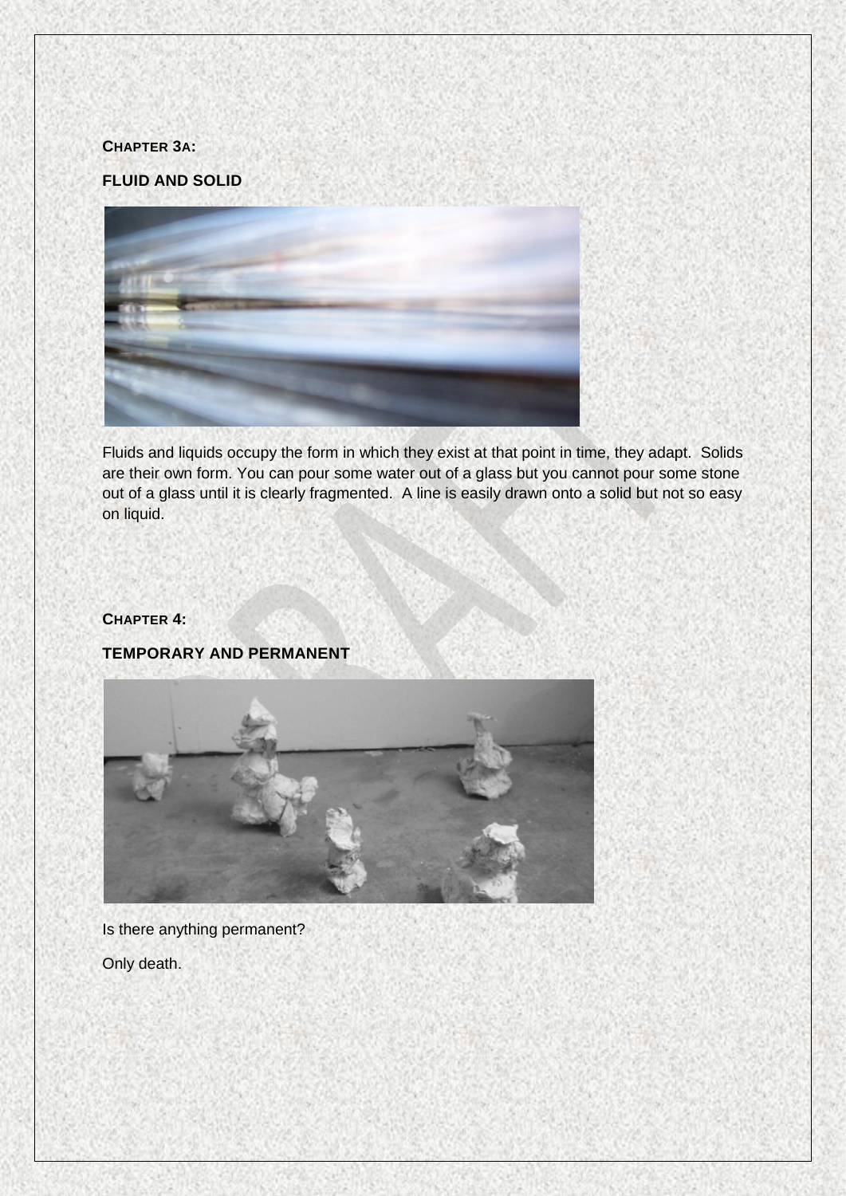**CHAPTER 3A:**

**FLUID AND SOLID**

Fluids and liquids occupy the form in which they exist at that point in time, they adapt. Solids are their own form. You can pour some water out of a glass but you cannot pour some stone out of a glass until it is clearly fragmented. A line is easily drawn onto a solid but not so easy on liquid.

**CHAPTER 4:**

**TEMPORARY AND PERMANENT**

Is there anything permanent?

Only death.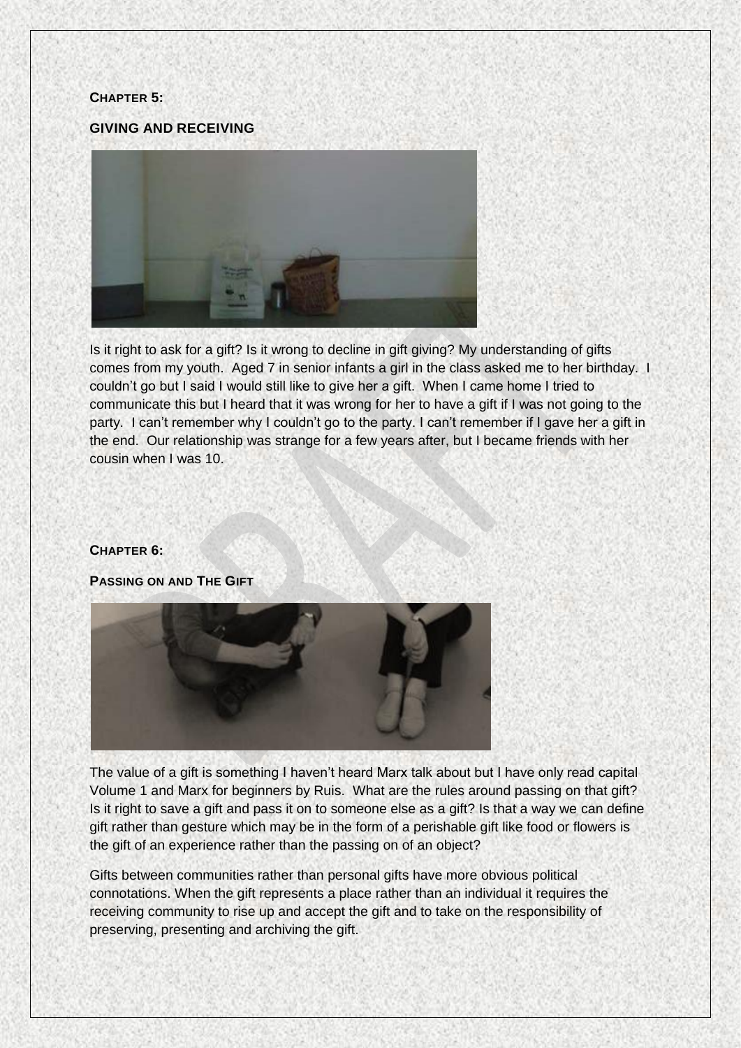## Chapter 5:

## GIVING AND RECEIVING

Is it right to ask for a gift? Is it wrong to decline in gift giving? My understanding of gifts comes from my youth. Aged 7 in senior infants a girl in the class asked me to her birthday. I couldn't go but I said I would still like to give her a gift. When I came home I tried to communicate this but I heard that it was wrong for her to have a gift if I was not going to the party. I can't remember why I couldn't go to the party. I can't remember if I gave her a gift in the end. Our relationship was strange for a few years after, but I became friends with her cousin when I was 10.

## Chapter 6:

## Passing on and The Gift

The value of a gift is something I haven't heard Marx talk about but I have only read capital Volume 1 and Marx for beginners by Ruis. What are the rules around passing on that gift? Is it right to save a gift and pass it on to someone else as a gift? Is that a way we can define gift rather than gesture which may be in the form of a perishable gift like food or flowers is the gift of an experience rather than the passing on of an object?

Gifts between communities rather than personal gifts have more obvious political connotations. When the gift represents a place rather than an individual it requires the receiving community to rise up and accept the gift and to take on the responsibility of preserving, presenting and archiving the gift.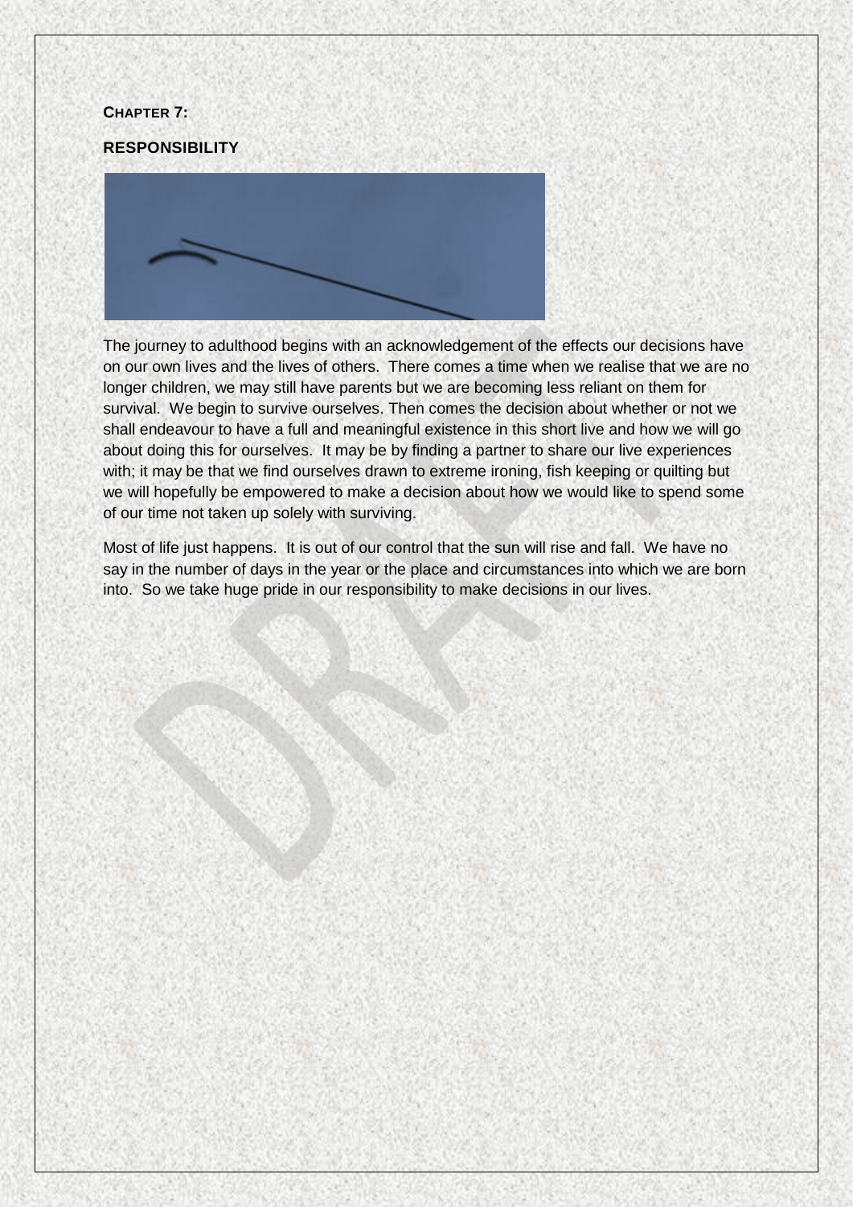**CHAPTER 7:**

**RESPONSIBILITY**

The journey to adulthood begins with an acknowledgement of the effects our decisions have on our own lives and the lives of others. There comes a time when we realise that we are no longer children, we may still have parents but we are becoming less reliant on them for survival. We begin to survive ourselves. Then comes the decision about whether or not we shall endeavour to have a full and meaningful existence in this short live and how we will go about doing this for ourselves. It may be by finding a partner to share our live experiences with; it may be that we find ourselves drawn to extreme ironing, fish keeping or quilting but we will hopefully be empowered to make a decision about how we would like to spend some of our time not taken up solely with surviving.

Most of life just happens. It is out of our control that the sun will rise and fall. We have no say in the number of days in the year or the place and circumstances into which we are born into. So we take huge pride in our responsibility to make decisions in our lives.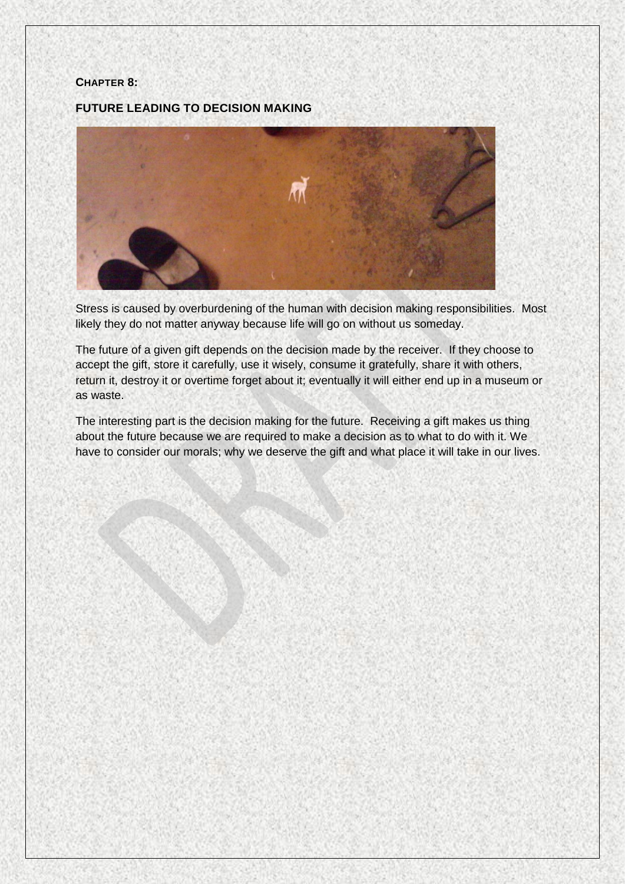**CHAPTER 8:**

**FUTURE LEADING TO DECISION MAKING**

Stress is caused by overburdening of the human with decision making responsibilities. Most likely they do not matter anyway because life will go on without us someday.

The future of a given gift depends on the decision made by the receiver. If they choose to accept the gift, store it carefully, use it wisely, consume it gratefully, share it with others, return it, destroy it or overtime forget about it; eventually it will either end up in a museum or as waste.

The interesting part is the decision making for the future. Receiving a gift makes us thing about the future because we are required to make a decision as to what to do with it. We have to consider our morals; why we deserve the gift and what place it will take in our lives.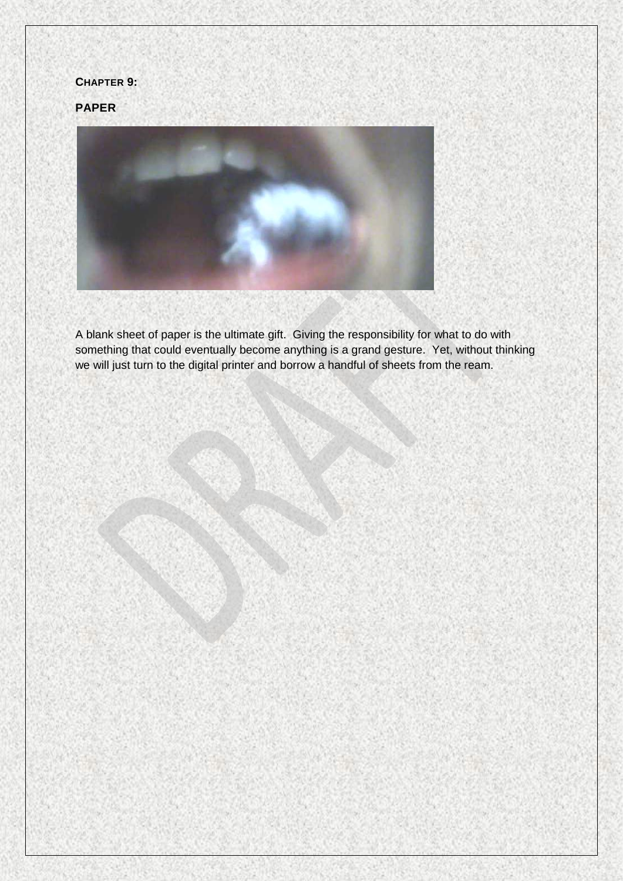**CHAPTER 9:**

**PAPER**

A blank sheet of paper is the ultimate gift. Giving the responsibility for what to do with something that could eventually become anything is a grand gesture. Yet, without thinking we will just turn to the digital printer and borrow a handful of sheets from the ream.